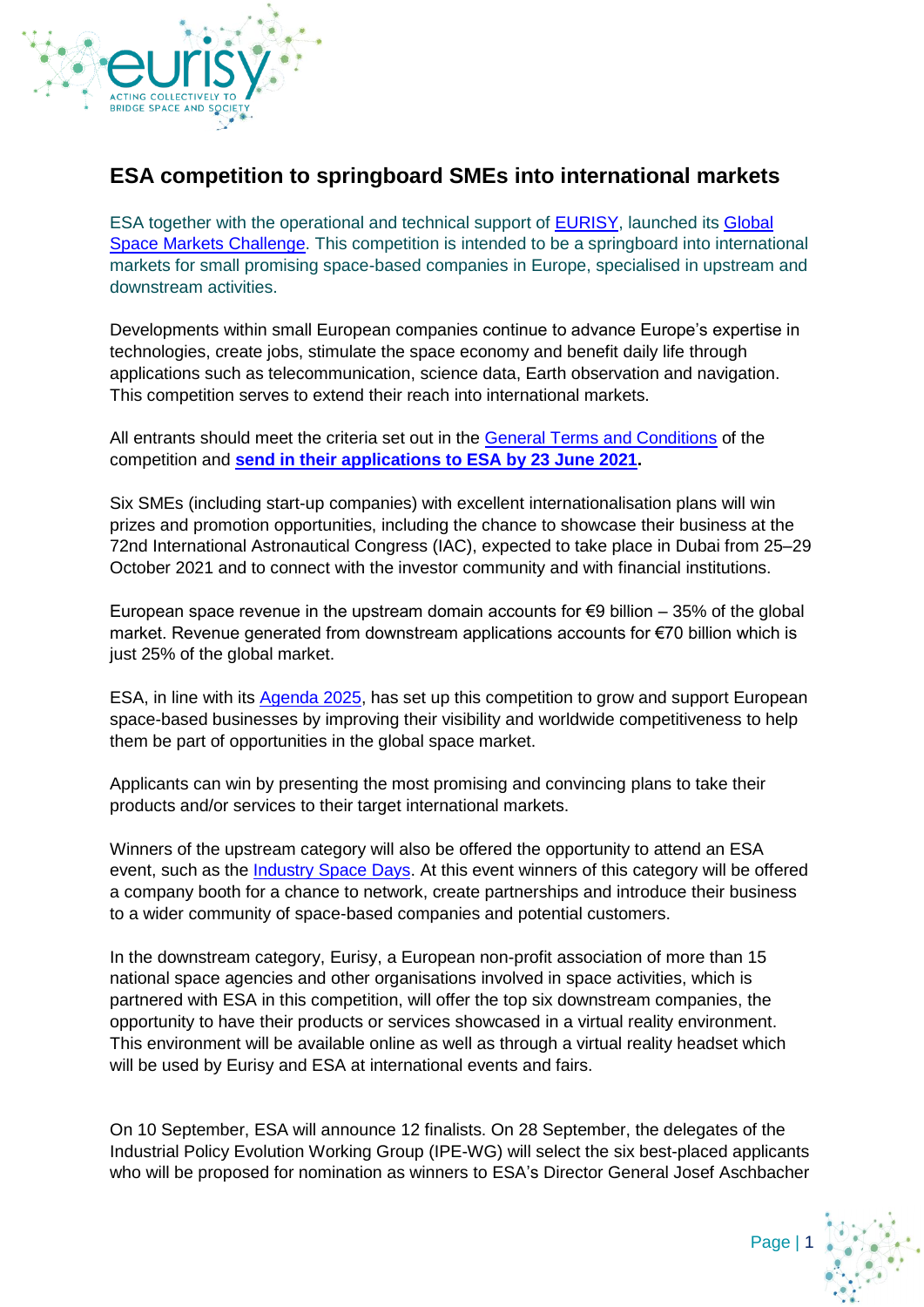## ESA competition to springboard SMEs into international markets

ESA together with the operational and technical support of EURISY, launched its Global Space Markets Challenge. This competition is intended to be a springboard into international markets for small promising space-based companies in Europe, specialised in upstream and downstream activities.

Developments within small European companies continue to advance Europe's expertise in technologies, create jobs, stimulate the space economy and benefit daily life through applications such as telecommunication, science data, Earth observation and navigation. This competition serves to extend their reach into international markets.

All entrants should meet the criteria set out in the General Terms and Conditions of the competition and **send in their applications to ESA by 23 June 2021.**

Six SMEs (including start-up companies) with excellent internationalisation plans will win prizes and promotion opportunities, including the chance to showcase their business at the 72nd International Astronautical Congress (IAC), expected to take place in Dubai from 25–29 October 2021 and to connect with the investor community and with financial institutions.

European space revenue in the upstream domain accounts for €9 billion – 35% of the global market. Revenue generated from downstream applications accounts for €70 billion which is just 25% of the global market.

ESA, in line with its Agenda 2025, has set up this competition to grow and support European space-based businesses by improving their visibility and worldwide competitiveness to help them be part of opportunities in the global space market.

Applicants can win by presenting the most promising and convincing plans to take their products and/or services to their target international markets.

Winners of the upstream category will also be offered the opportunity to attend an ESA event, such as the Industry Space Days. At this event winners of this category will be offered a company booth for a chance to network, create partnerships and introduce their business to a wider community of space-based companies and potential customers.

In the downstream category, Eurisy, a European non-profit association of more than 15 national space agencies and other organisations involved in space activities, which is partnered with ESA in this competition, will offer the top six downstream companies, the opportunity to have their products or services showcased in a virtual reality environment. This environment will be available online as well as through a virtual reality headset which will be used by Eurisy and ESA at international events and fairs.

On 10 September, ESA will announce 12 finalists. On 28 September, the delegates of the Industrial Policy Evolution Working Group (IPE-WG) will select the six best-placed applicants who will be proposed for nomination as winners to ESA's Director General Josef Aschbacher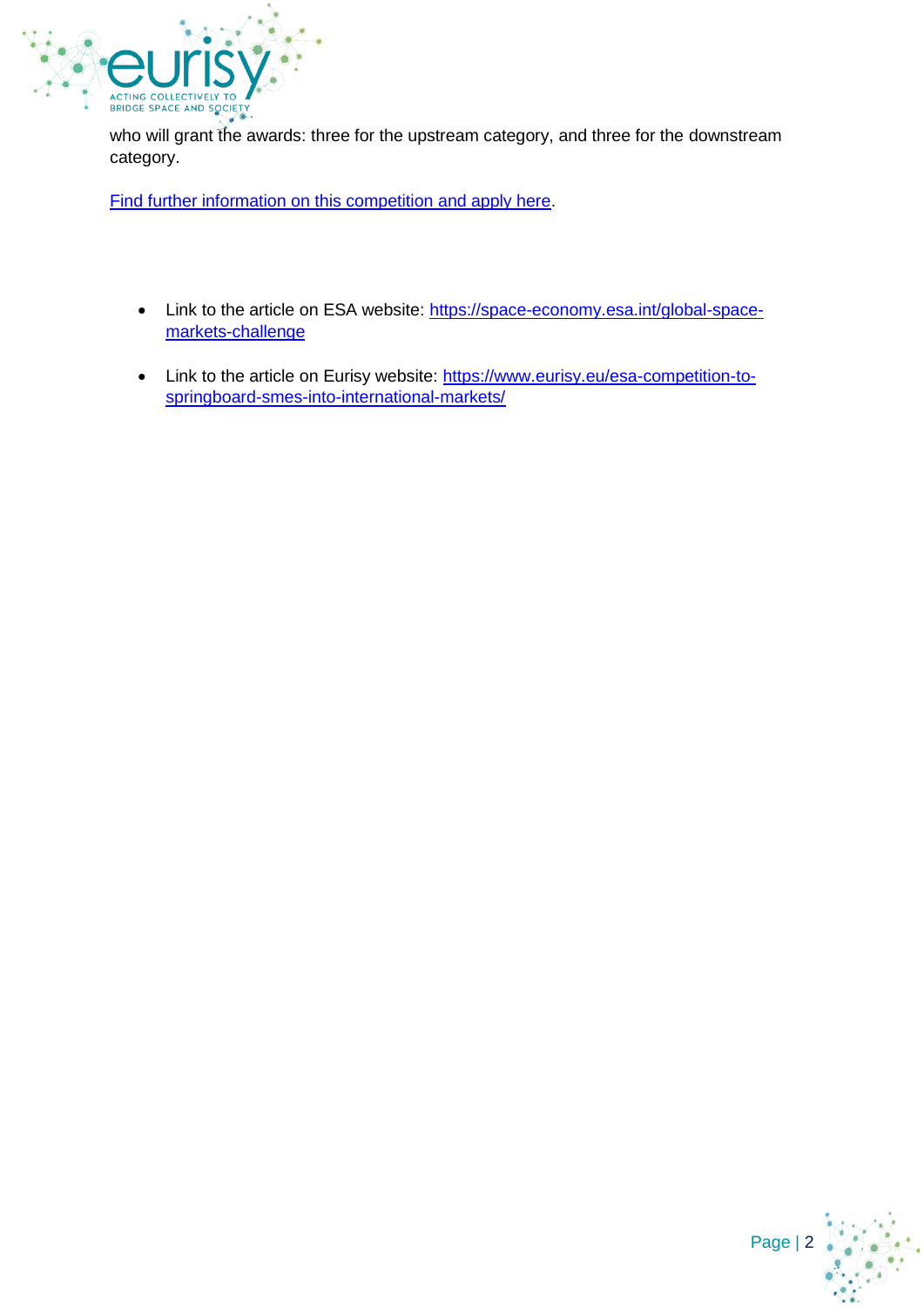who will grant the awards: three for the upstream category, and three for the downstream category.

[Find further information on this competition and apply here](https://space-economy.esa.int/global-space-markets-challenge).

- Link to the article on ESA website: [https://space-economy.esa.int/global-space-markets-challenge](https://space-economy.esa.int/global-space-markets-challenge)
- Link to the article on Eurisy website: [https://www.eurisy.eu/esa-competition-to-springboard-smes-into-international-markets/](https://www.eurisy.eu/esa-competition-to-springboard-smes-into-international-markets/)